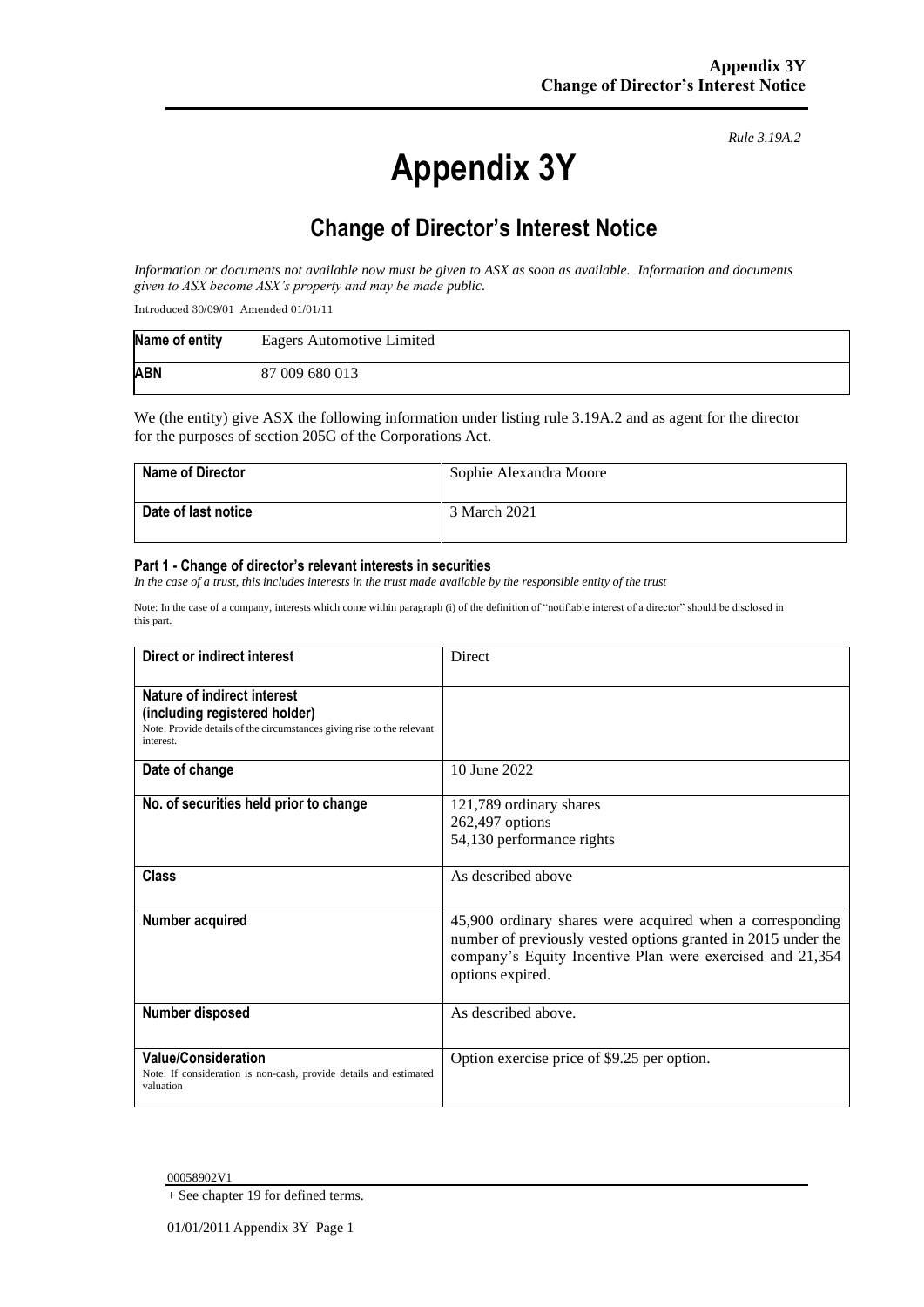*Rule 3.19A.2*

# Appendix 3Y

## Change of Director's Interest Notice

*Information or documents not available now must be given to ASX as soon as available. Information and documents given to ASX become ASX's property and may be made public.*

Introduced 30/09/01 Amended 01/01/11

| **Name of entity** | Eagers Automotive Limited |
|---|---|
| **ABN** | 87 009 680 013 |

We (the entity) give ASX the following information under listing rule 3.19A.2 and as agent for the director for the purposes of section 205G of the Corporations Act.

| **Name of Director** | Sophie Alexandra Moore |
|---|---|
| **Date of last notice** | 3 March 2021 |

#### Part 1 - Change of director's relevant interests in securities

*In the case of a trust, this includes interests in the trust made available by the responsible entity of the trust*

Note: In the case of a company, interests which come within paragraph (i) of the definition of "notifiable interest of a director" should be disclosed in this part.

| **Direct or indirect interest** | Direct |
|---|---|
| **Nature of indirect interest (including registered holder)**<br>Note: Provide details of the circumstances giving rise to the relevant interest. | |
| **Date of change** | 10 June 2022 |
| **No. of securities held prior to change** | 121,789 ordinary shares<br>262,497 options<br>54,130 performance rights |
| **Class** | As described above |
| **Number acquired** | 45,900 ordinary shares were acquired when a corresponding number of previously vested options granted in 2015 under the company's Equity Incentive Plan were exercised and 21,354 options expired. |
| **Number disposed** | As described above. |
| **Value/Consideration**<br>Note: If consideration is non-cash, provide details and estimated valuation | Option exercise price of $9.25 per option. |

00058902V1

+ See chapter 19 for defined terms.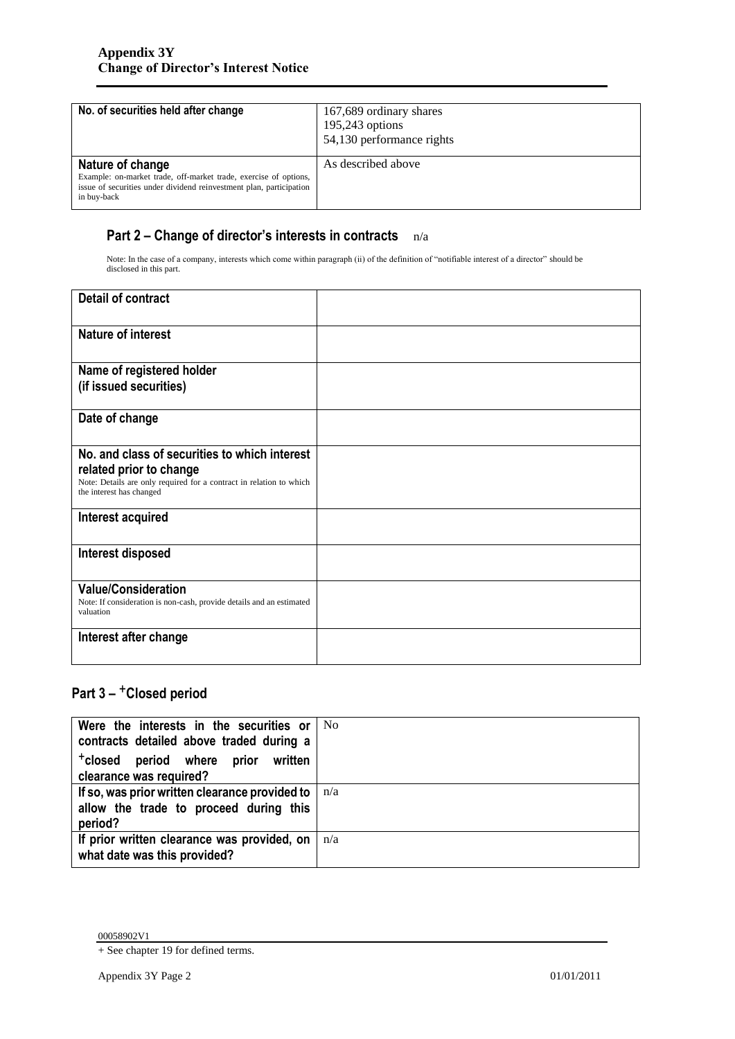| | |
|---|---|
| **No. of securities held after change** | 167,689 ordinary shares<br>195,243 options<br>54,130 performance rights |
| **Nature of change**<br>Example: on-market trade, off-market trade, exercise of options, issue of securities under dividend reinvestment plan, participation in buy-back | As described above |

## Part 2 – Change of director's interests in contracts n/a

Note: In the case of a company, interests which come within paragraph (ii) of the definition of "notifiable interest of a director" should be disclosed in this part.

| | |
|---|---|
| **Detail of contract** | |
| **Nature of interest** | |
| **Name of registered holder (if issued securities)** | |
| **Date of change** | |
| **No. and class of securities to which interest related prior to change**<br>Note: Details are only required for a contract in relation to which the interest has changed | |
| **Interest acquired** | |
| **Interest disposed** | |
| **Value/Consideration**<br>Note: If consideration is non-cash, provide details and an estimated valuation | |
| **Interest after change** | |

## Part 3 – +Closed period

| | |
|---|---|
| **Were the interests in the securities or contracts detailed above traded during a +closed period where prior written clearance was required?** | No |
| **If so, was prior written clearance provided to allow the trade to proceed during this period?** | n/a |
| **If prior written clearance was provided, on what date was this provided?** | n/a |

00058902V1

+ See chapter 19 for defined terms.